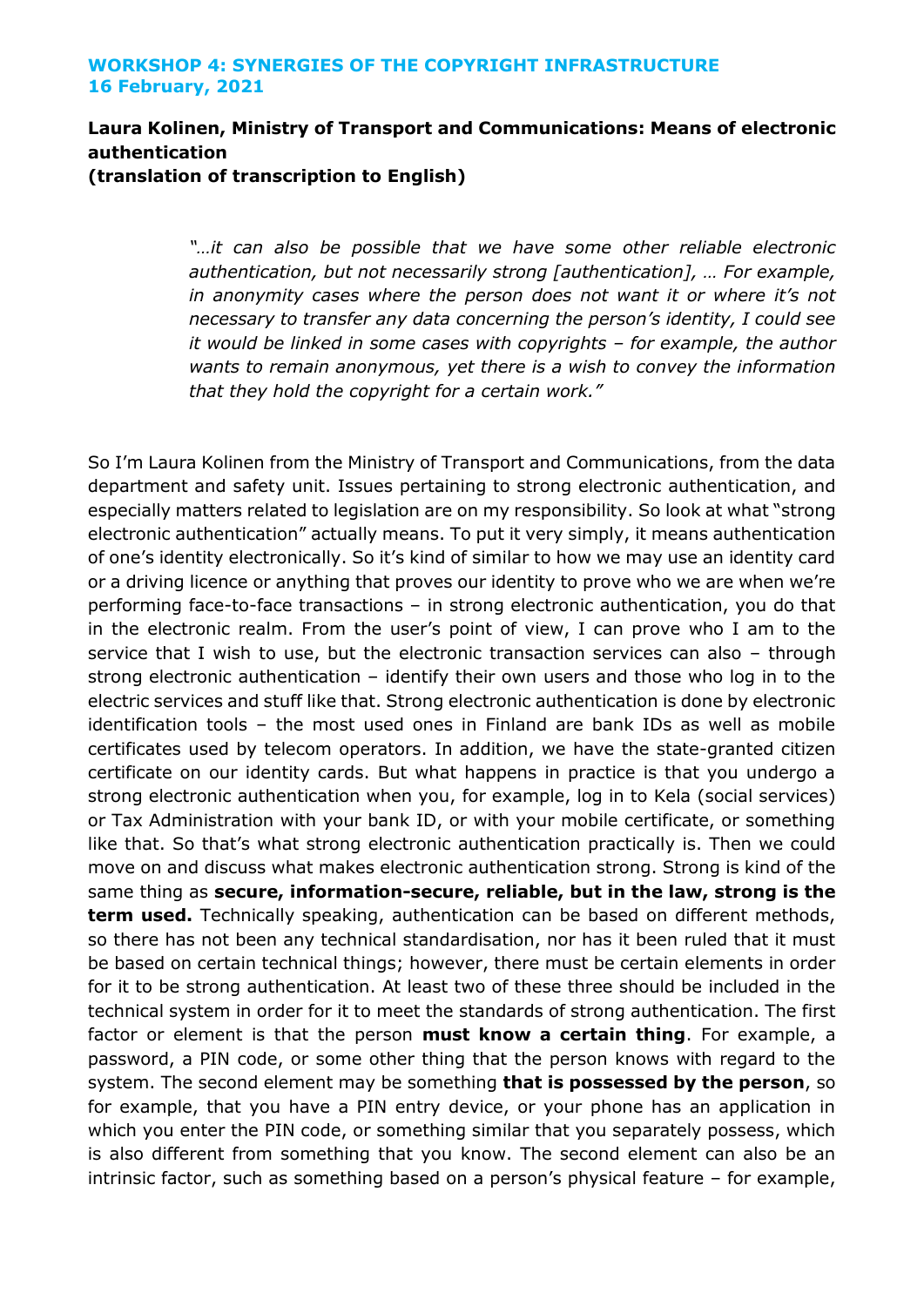**WORKSHOP 4: SYNERGIES OF THE COPYRIGHT INFRASTRUCTURE**
**16 February, 2021**

**Laura Kolinen, Ministry of Transport and Communications: Means of electronic authentication**
**(translation of transcription to English)**

> *"…it can also be possible that we have some other reliable electronic authentication, but not necessarily strong [authentication], … For example, in anonymity cases where the person does not want it or where it's not necessary to transfer any data concerning the person's identity, I could see it would be linked in some cases with copyrights – for example, the author wants to remain anonymous, yet there is a wish to convey the information that they hold the copyright for a certain work."*

So I'm Laura Kolinen from the Ministry of Transport and Communications, from the data department and safety unit. Issues pertaining to strong electronic authentication, and especially matters related to legislation are on my responsibility. So look at what "strong electronic authentication" actually means. To put it very simply, it means authentication of one's identity electronically. So it's kind of similar to how we may use an identity card or a driving licence or anything that proves our identity to prove who we are when we're performing face-to-face transactions – in strong electronic authentication, you do that in the electronic realm. From the user's point of view, I can prove who I am to the service that I wish to use, but the electronic transaction services can also – through strong electronic authentication – identify their own users and those who log in to the electric services and stuff like that. Strong electronic authentication is done by electronic identification tools – the most used ones in Finland are bank IDs as well as mobile certificates used by telecom operators. In addition, we have the state-granted citizen certificate on our identity cards. But what happens in practice is that you undergo a strong electronic authentication when you, for example, log in to Kela (social services) or Tax Administration with your bank ID, or with your mobile certificate, or something like that. So that's what strong electronic authentication practically is. Then we could move on and discuss what makes electronic authentication strong. Strong is kind of the same thing as **secure, information-secure, reliable, but in the law, strong is the term used.** Technically speaking, authentication can be based on different methods, so there has not been any technical standardisation, nor has it been ruled that it must be based on certain technical things; however, there must be certain elements in order for it to be strong authentication. At least two of these three should be included in the technical system in order for it to meet the standards of strong authentication. The first factor or element is that the person **must know a certain thing**. For example, a password, a PIN code, or some other thing that the person knows with regard to the system. The second element may be something **that is possessed by the person**, so for example, that you have a PIN entry device, or your phone has an application in which you enter the PIN code, or something similar that you separately possess, which is also different from something that you know. The second element can also be an intrinsic factor, such as something based on a person's physical feature – for example,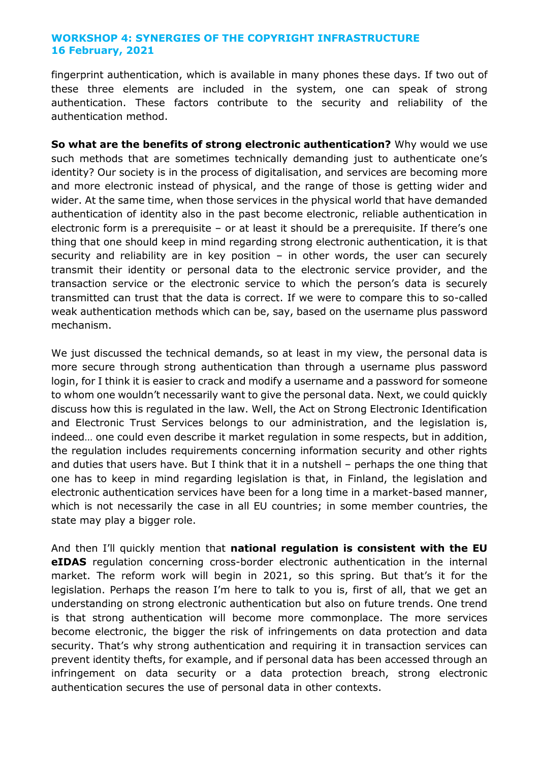fingerprint authentication, which is available in many phones these days. If two out of these three elements are included in the system, one can speak of strong authentication. These factors contribute to the security and reliability of the authentication method.

**So what are the benefits of strong electronic authentication?** Why would we use such methods that are sometimes technically demanding just to authenticate one's identity? Our society is in the process of digitalisation, and services are becoming more and more electronic instead of physical, and the range of those is getting wider and wider. At the same time, when those services in the physical world that have demanded authentication of identity also in the past become electronic, reliable authentication in electronic form is a prerequisite – or at least it should be a prerequisite. If there's one thing that one should keep in mind regarding strong electronic authentication, it is that security and reliability are in key position – in other words, the user can securely transmit their identity or personal data to the electronic service provider, and the transaction service or the electronic service to which the person's data is securely transmitted can trust that the data is correct. If we were to compare this to so-called weak authentication methods which can be, say, based on the username plus password mechanism.

We just discussed the technical demands, so at least in my view, the personal data is more secure through strong authentication than through a username plus password login, for I think it is easier to crack and modify a username and a password for someone to whom one wouldn't necessarily want to give the personal data. Next, we could quickly discuss how this is regulated in the law. Well, the Act on Strong Electronic Identification and Electronic Trust Services belongs to our administration, and the legislation is, indeed… one could even describe it market regulation in some respects, but in addition, the regulation includes requirements concerning information security and other rights and duties that users have. But I think that it in a nutshell – perhaps the one thing that one has to keep in mind regarding legislation is that, in Finland, the legislation and electronic authentication services have been for a long time in a market-based manner, which is not necessarily the case in all EU countries; in some member countries, the state may play a bigger role.

And then I'll quickly mention that **national regulation is consistent with the EU eIDAS** regulation concerning cross-border electronic authentication in the internal market. The reform work will begin in 2021, so this spring. But that's it for the legislation. Perhaps the reason I'm here to talk to you is, first of all, that we get an understanding on strong electronic authentication but also on future trends. One trend is that strong authentication will become more commonplace. The more services become electronic, the bigger the risk of infringements on data protection and data security. That's why strong authentication and requiring it in transaction services can prevent identity thefts, for example, and if personal data has been accessed through an infringement on data security or a data protection breach, strong electronic authentication secures the use of personal data in other contexts.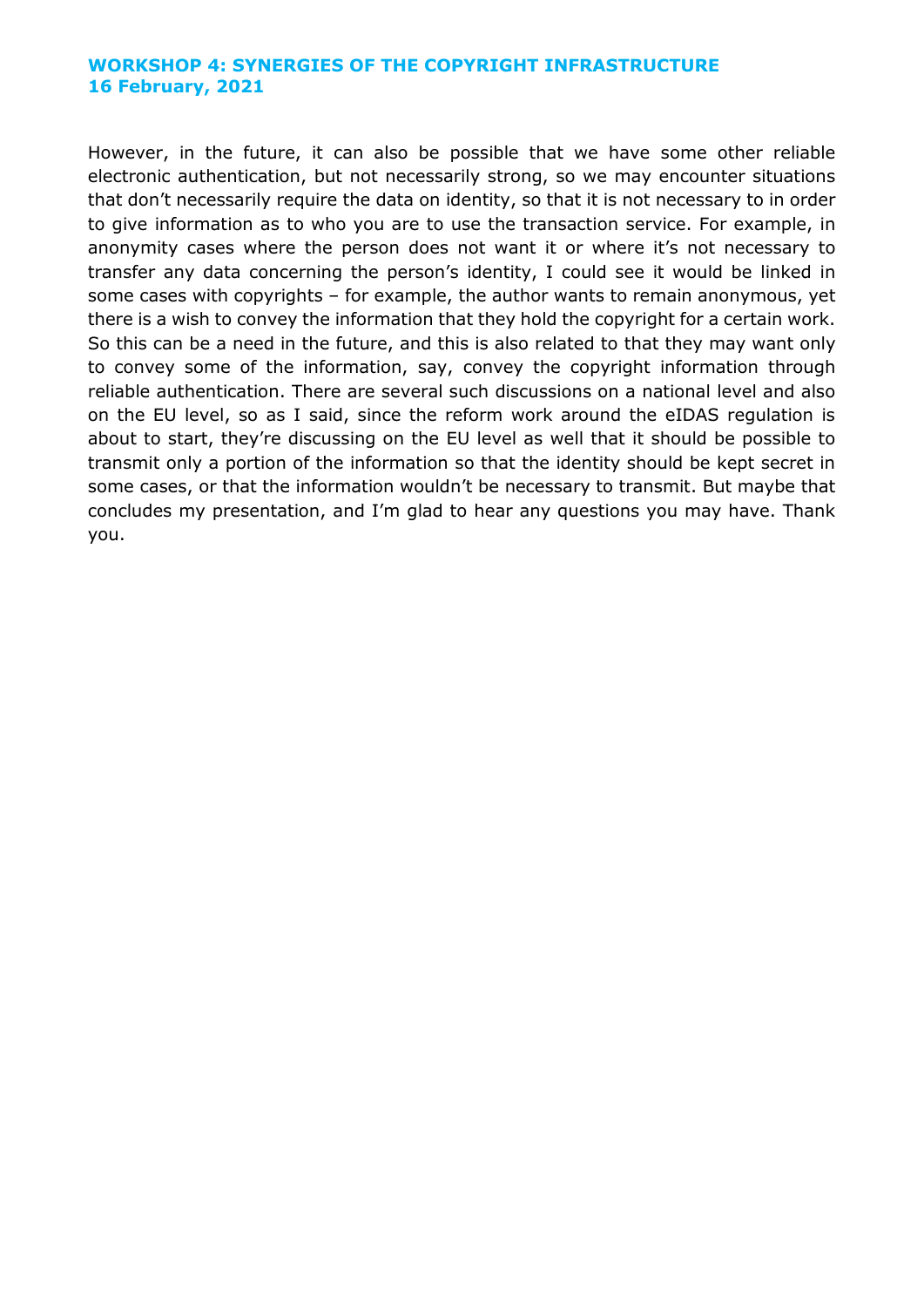However, in the future, it can also be possible that we have some other reliable electronic authentication, but not necessarily strong, so we may encounter situations that don't necessarily require the data on identity, so that it is not necessary to in order to give information as to who you are to use the transaction service. For example, in anonymity cases where the person does not want it or where it's not necessary to transfer any data concerning the person's identity, I could see it would be linked in some cases with copyrights – for example, the author wants to remain anonymous, yet there is a wish to convey the information that they hold the copyright for a certain work. So this can be a need in the future, and this is also related to that they may want only to convey some of the information, say, convey the copyright information through reliable authentication. There are several such discussions on a national level and also on the EU level, so as I said, since the reform work around the eIDAS regulation is about to start, they're discussing on the EU level as well that it should be possible to transmit only a portion of the information so that the identity should be kept secret in some cases, or that the information wouldn't be necessary to transmit. But maybe that concludes my presentation, and I'm glad to hear any questions you may have. Thank you.